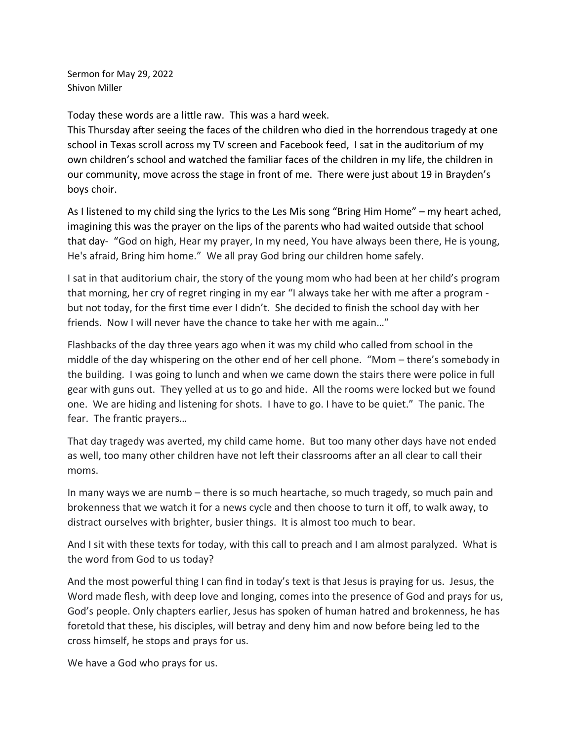Sermon for May 29, 2022
Shivon Miller

Today these words are a little raw. This was a hard week.
This Thursday after seeing the faces of the children who died in the horrendous tragedy at one school in Texas scroll across my TV screen and Facebook feed, I sat in the auditorium of my own children's school and watched the familiar faces of the children in my life, the children in our community, move across the stage in front of me. There were just about 19 in Brayden's boys choir.

As I listened to my child sing the lyrics to the Les Mis song "Bring Him Home" – my heart ached, imagining this was the prayer on the lips of the parents who had waited outside that school that day- "God on high, Hear my prayer, In my need, You have always been there, He is young, He's afraid, Bring him home." We all pray God bring our children home safely.

I sat in that auditorium chair, the story of the young mom who had been at her child's program that morning, her cry of regret ringing in my ear "I always take her with me after a program - but not today, for the first time ever I didn't. She decided to finish the school day with her friends. Now I will never have the chance to take her with me again…"

Flashbacks of the day three years ago when it was my child who called from school in the middle of the day whispering on the other end of her cell phone. "Mom – there's somebody in the building. I was going to lunch and when we came down the stairs there were police in full gear with guns out. They yelled at us to go and hide. All the rooms were locked but we found one. We are hiding and listening for shots. I have to go. I have to be quiet." The panic. The fear. The frantic prayers…

That day tragedy was averted, my child came home. But too many other days have not ended as well, too many other children have not left their classrooms after an all clear to call their moms.

In many ways we are numb – there is so much heartache, so much tragedy, so much pain and brokenness that we watch it for a news cycle and then choose to turn it off, to walk away, to distract ourselves with brighter, busier things. It is almost too much to bear.

And I sit with these texts for today, with this call to preach and I am almost paralyzed. What is the word from God to us today?

And the most powerful thing I can find in today's text is that Jesus is praying for us. Jesus, the Word made flesh, with deep love and longing, comes into the presence of God and prays for us, God's people. Only chapters earlier, Jesus has spoken of human hatred and brokenness, he has foretold that these, his disciples, will betray and deny him and now before being led to the cross himself, he stops and prays for us.

We have a God who prays for us.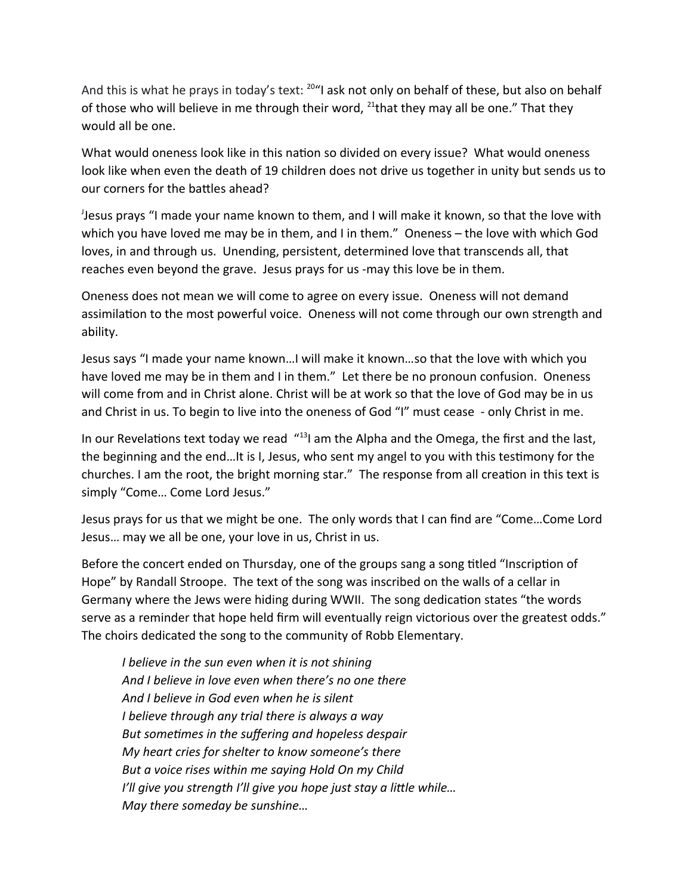And this is what he prays in today's text: [20]"I ask not only on behalf of these, but also on behalf of those who will believe in me through their word, [21]that they may all be one." That they would all be one.

What would oneness look like in this nation so divided on every issue? What would oneness look like when even the death of 19 children does not drive us together in unity but sends us to our corners for the battles ahead?

[J]Jesus prays "I made your name known to them, and I will make it known, so that the love with which you have loved me may be in them, and I in them." Oneness – the love with which God loves, in and through us. Unending, persistent, determined love that transcends all, that reaches even beyond the grave. Jesus prays for us -may this love be in them.

Oneness does not mean we will come to agree on every issue. Oneness will not demand assimilation to the most powerful voice. Oneness will not come through our own strength and ability.

Jesus says "I made your name known…I will make it known…so that the love with which you have loved me may be in them and I in them." Let there be no pronoun confusion. Oneness will come from and in Christ alone. Christ will be at work so that the love of God may be in us and Christ in us. To begin to live into the oneness of God "I" must cease - only Christ in me.

In our Revelations text today we read "[13]I am the Alpha and the Omega, the first and the last, the beginning and the end…It is I, Jesus, who sent my angel to you with this testimony for the churches. I am the root, the bright morning star." The response from all creation in this text is simply "Come… Come Lord Jesus."

Jesus prays for us that we might be one. The only words that I can find are "Come…Come Lord Jesus… may we all be one, your love in us, Christ in us.

Before the concert ended on Thursday, one of the groups sang a song titled "Inscription of Hope" by Randall Stroope. The text of the song was inscribed on the walls of a cellar in Germany where the Jews were hiding during WWII. The song dedication states "the words serve as a reminder that hope held firm will eventually reign victorious over the greatest odds." The choirs dedicated the song to the community of Robb Elementary.

> *I believe in the sun even when it is not shining*
> *And I believe in love even when there's no one there*
> *And I believe in God even when he is silent*
> *I believe through any trial there is always a way*
> *But sometimes in the suffering and hopeless despair*
> *My heart cries for shelter to know someone's there*
> *But a voice rises within me saying Hold On my Child*
> *I'll give you strength I'll give you hope just stay a little while…*
> *May there someday be sunshine…*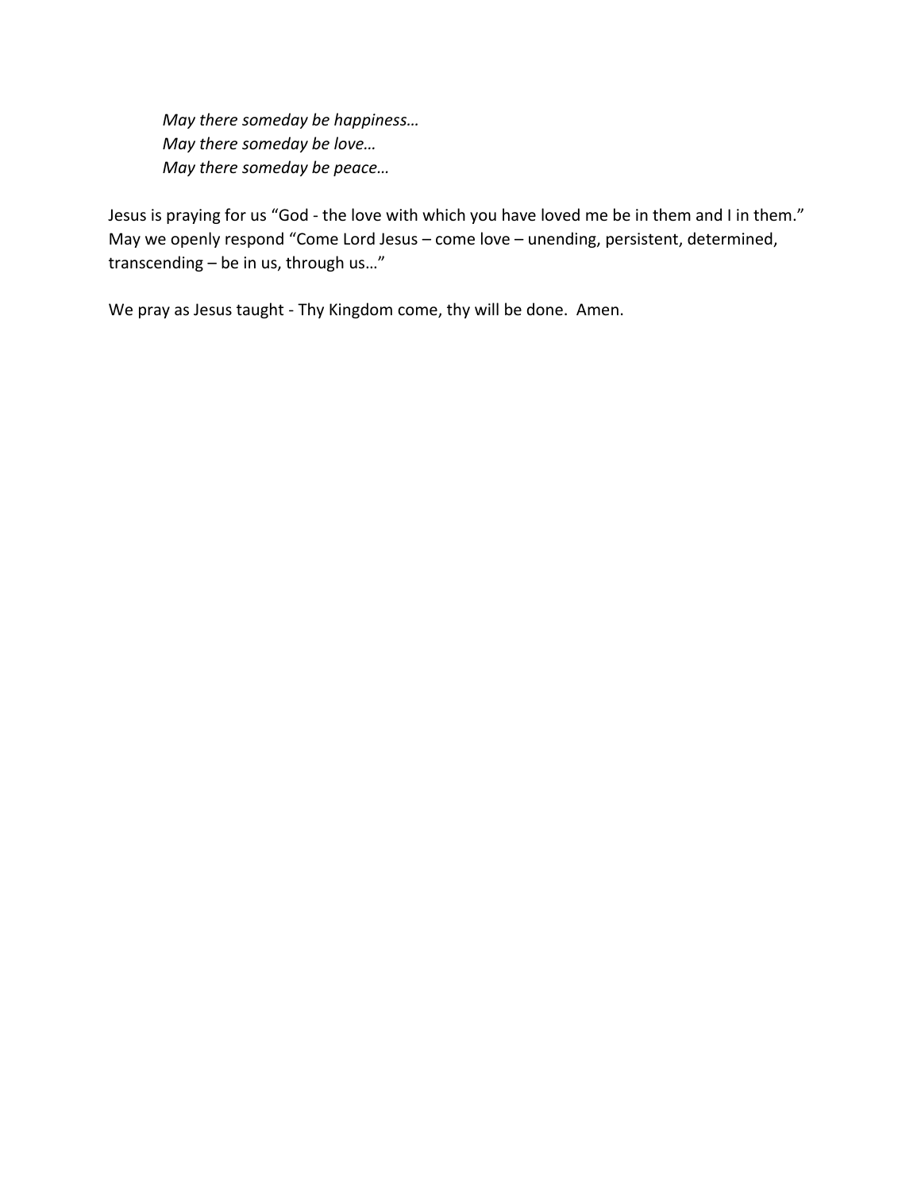*May there someday be happiness…*
*May there someday be love…*
*May there someday be peace…*

Jesus is praying for us “God - the love with which you have loved me be in them and I in them.” May we openly respond “Come Lord Jesus – come love – unending, persistent, determined, transcending – be in us, through us…”

We pray as Jesus taught - Thy Kingdom come, thy will be done. Amen.